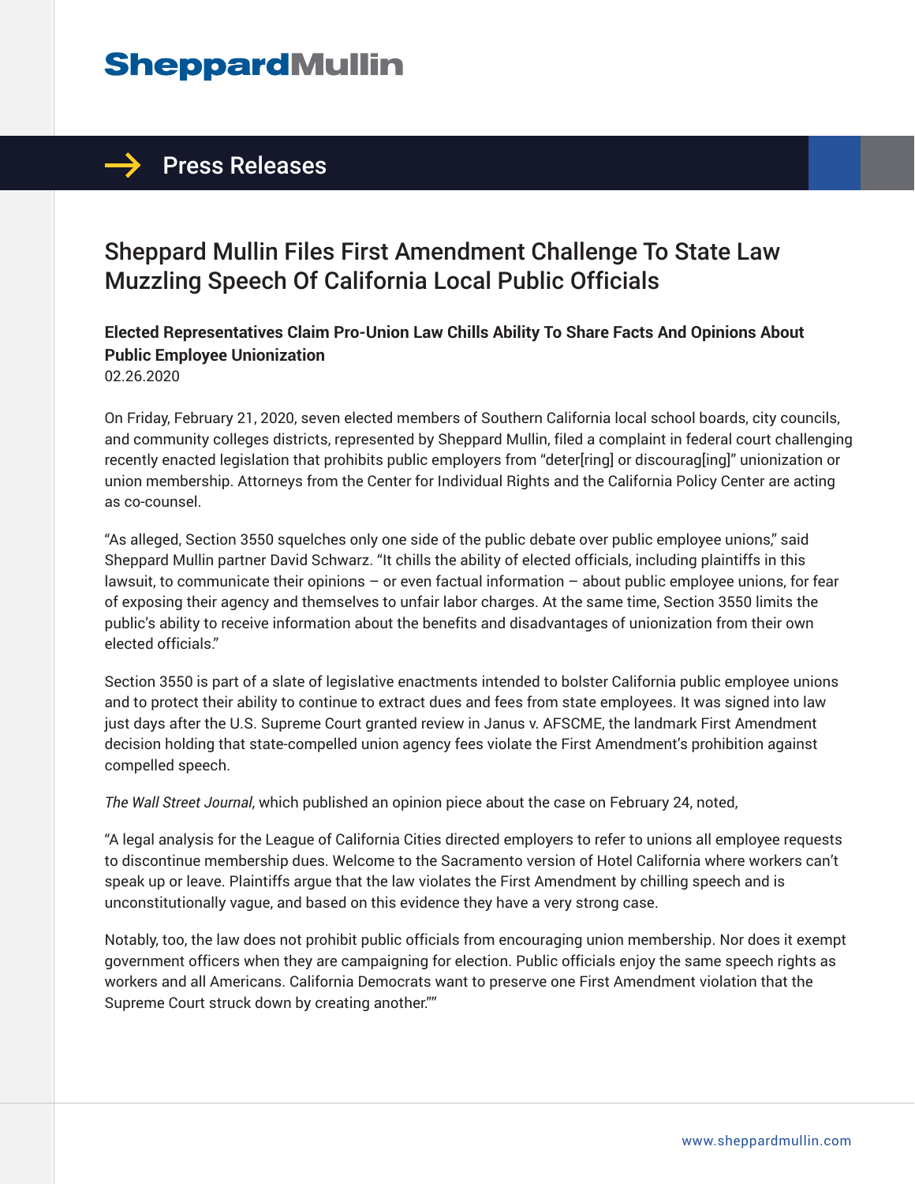# Sheppard Mullin

## Press Releases

# Sheppard Mullin Files First Amendment Challenge To State Law Muzzling Speech Of California Local Public Officials

**Elected Representatives Claim Pro-Union Law Chills Ability To Share Facts And Opinions About Public Employee Unionization**

02.26.2020

On Friday, February 21, 2020, seven elected members of Southern California local school boards, city councils, and community colleges districts, represented by Sheppard Mullin, filed a complaint in federal court challenging recently enacted legislation that prohibits public employers from "deter[ring] or discourag[ing]" unionization or union membership. Attorneys from the Center for Individual Rights and the California Policy Center are acting as co-counsel.

"As alleged, Section 3550 squelches only one side of the public debate over public employee unions," said Sheppard Mullin partner David Schwarz. "It chills the ability of elected officials, including plaintiffs in this lawsuit, to communicate their opinions – or even factual information – about public employee unions, for fear of exposing their agency and themselves to unfair labor charges. At the same time, Section 3550 limits the public's ability to receive information about the benefits and disadvantages of unionization from their own elected officials."

Section 3550 is part of a slate of legislative enactments intended to bolster California public employee unions and to protect their ability to continue to extract dues and fees from state employees. It was signed into law just days after the U.S. Supreme Court granted review in Janus v. AFSCME, the landmark First Amendment decision holding that state-compelled union agency fees violate the First Amendment's prohibition against compelled speech.

*The Wall Street Journal*, which published an opinion piece about the case on February 24, noted,

"A legal analysis for the League of California Cities directed employers to refer to unions all employee requests to discontinue membership dues. Welcome to the Sacramento version of Hotel California where workers can't speak up or leave. Plaintiffs argue that the law violates the First Amendment by chilling speech and is unconstitutionally vague, and based on this evidence they have a very strong case.

Notably, too, the law does not prohibit public officials from encouraging union membership. Nor does it exempt government officers when they are campaigning for election. Public officials enjoy the same speech rights as workers and all Americans. California Democrats want to preserve one First Amendment violation that the Supreme Court struck down by creating another.""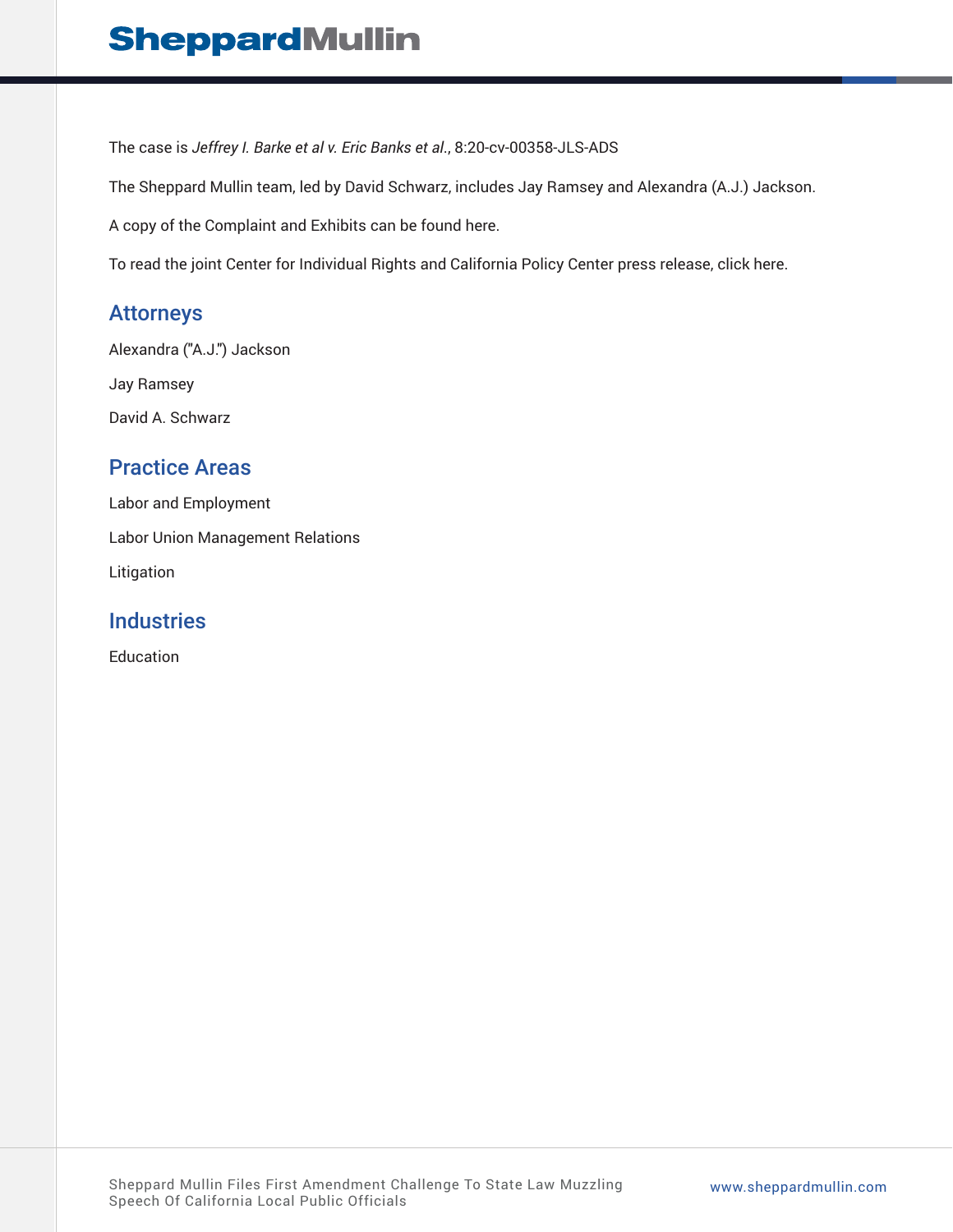The case is *Jeffrey I. Barke et al v. Eric Banks et al.*, 8:20-cv-00358-JLS-ADS

The Sheppard Mullin team, led by David Schwarz, includes Jay Ramsey and Alexandra (A.J.) Jackson.

A copy of the Complaint and Exhibits can be found here.

To read the joint Center for Individual Rights and California Policy Center press release, click here.

## Attorneys

Alexandra ("A.J.") Jackson

Jay Ramsey

David A. Schwarz

## Practice Areas

Labor and Employment

Labor Union Management Relations

Litigation

## Industries

Education